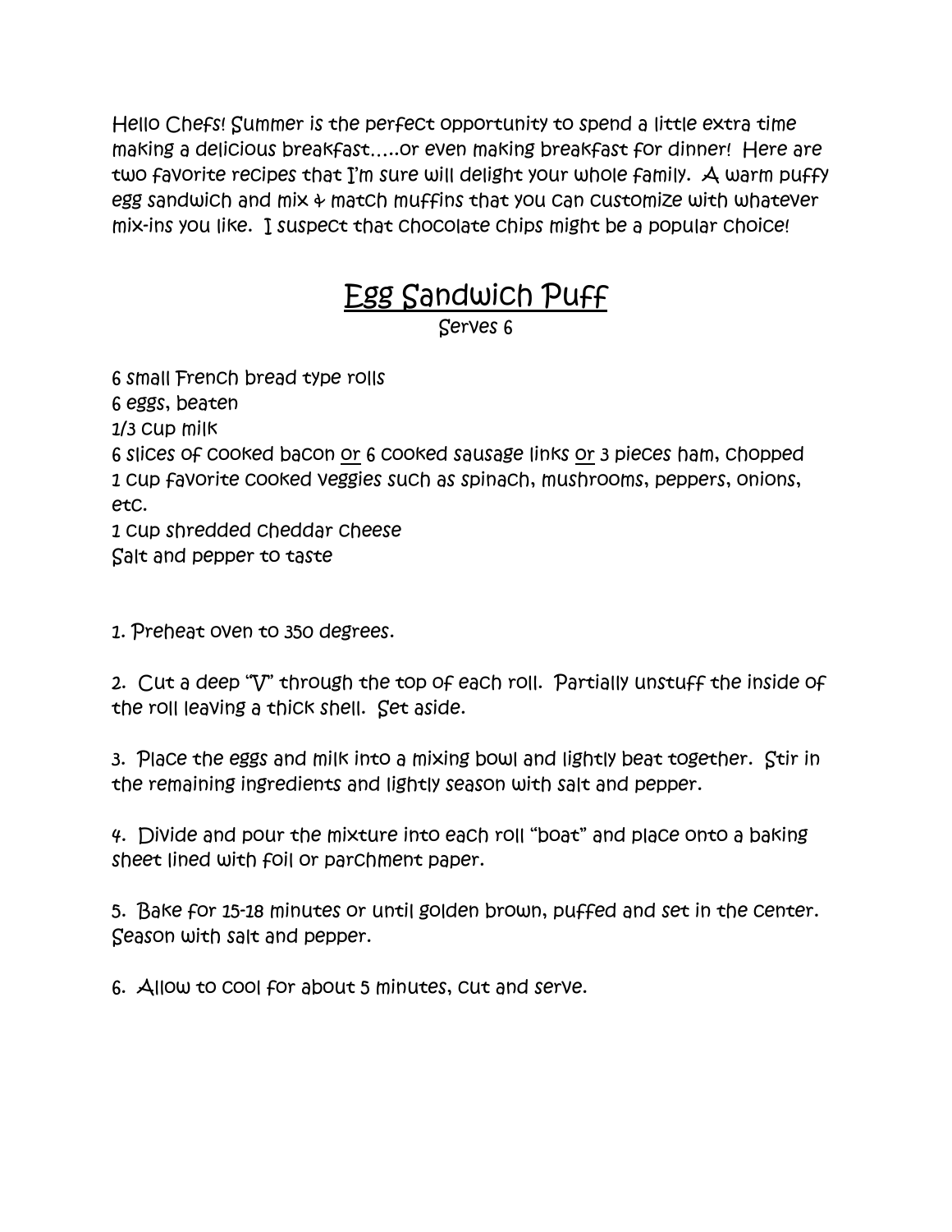Hello Chefs! Summer is the perfect opportunity to spend a little extra time making a delicious breakfast…..or even making breakfast for dinner! Here are two favorite recipes that I'm sure will delight your whole family. A warm puffy egg sandwich and mix & match muffins that you can customize with whatever mix-ins you like. I suspect that chocolate chips might be a popular choice!

# Egg Sandwich Puff

Serves 6

6 small French bread type rolls
6 eggs, beaten
1/3 cup milk
6 slices of cooked bacon or 6 cooked sausage links or 3 pieces ham, chopped
1 cup favorite cooked veggies such as spinach, mushrooms, peppers, onions, etc.
1 cup shredded cheddar cheese
Salt and pepper to taste

1. Preheat oven to 350 degrees.

2. Cut a deep "V" through the top of each roll. Partially unstuff the inside of the roll leaving a thick shell. Set aside.

3. Place the eggs and milk into a mixing bowl and lightly beat together. Stir in the remaining ingredients and lightly season with salt and pepper.

4. Divide and pour the mixture into each roll "boat" and place onto a baking sheet lined with foil or parchment paper.

5. Bake for 15-18 minutes or until golden brown, puffed and set in the center. Season with salt and pepper.

6. Allow to cool for about 5 minutes, cut and serve.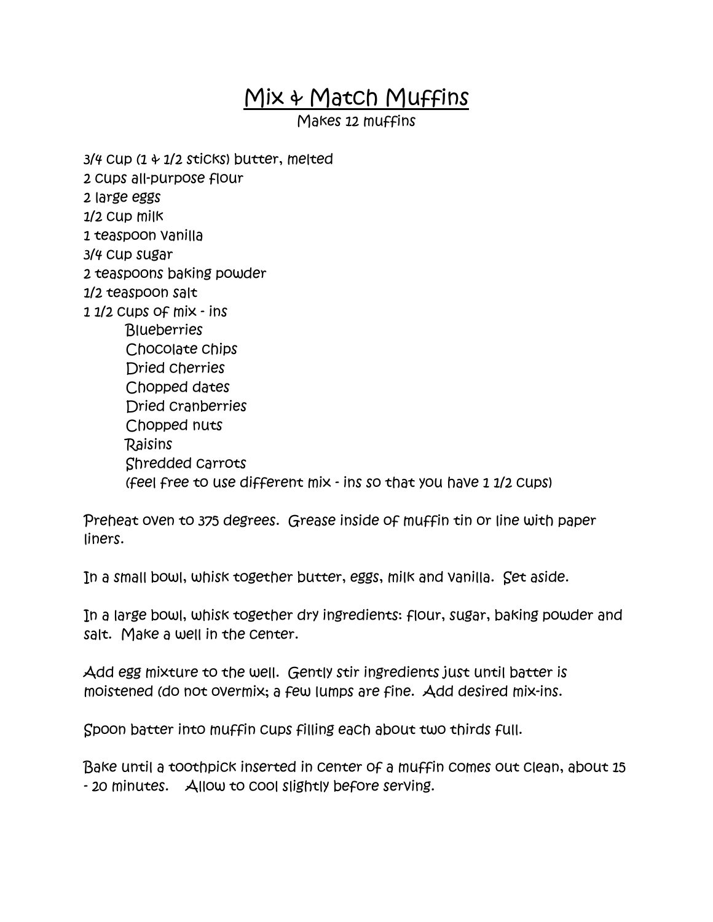# Mix & Match Muffins

Makes 12 muffins

3/4 cup (1 & 1/2 sticks) butter, melted
2 cups all-purpose flour
2 large eggs
1/2 cup milk
1 teaspoon vanilla
3/4 cup sugar
2 teaspoons baking powder
1/2 teaspoon salt
1 1/2 cups of mix - ins

- Blueberries
- Chocolate chips
- Dried cherries
- Chopped dates
- Dried cranberries
- Chopped nuts
- Raisins
- Shredded carrots
- (feel free to use different mix - ins so that you have 1 1/2 cups)

Preheat oven to 375 degrees. Grease inside of muffin tin or line with paper liners.

In a small bowl, whisk together butter, eggs, milk and vanilla. Set aside.

In a large bowl, whisk together dry ingredients: flour, sugar, baking powder and salt. Make a well in the center.

Add egg mixture to the well. Gently stir ingredients just until batter is moistened (do not overmix; a few lumps are fine. Add desired mix-ins.

Spoon batter into muffin cups filling each about two thirds full.

Bake until a toothpick inserted in center of a muffin comes out clean, about 15 - 20 minutes. Allow to cool slightly before serving.